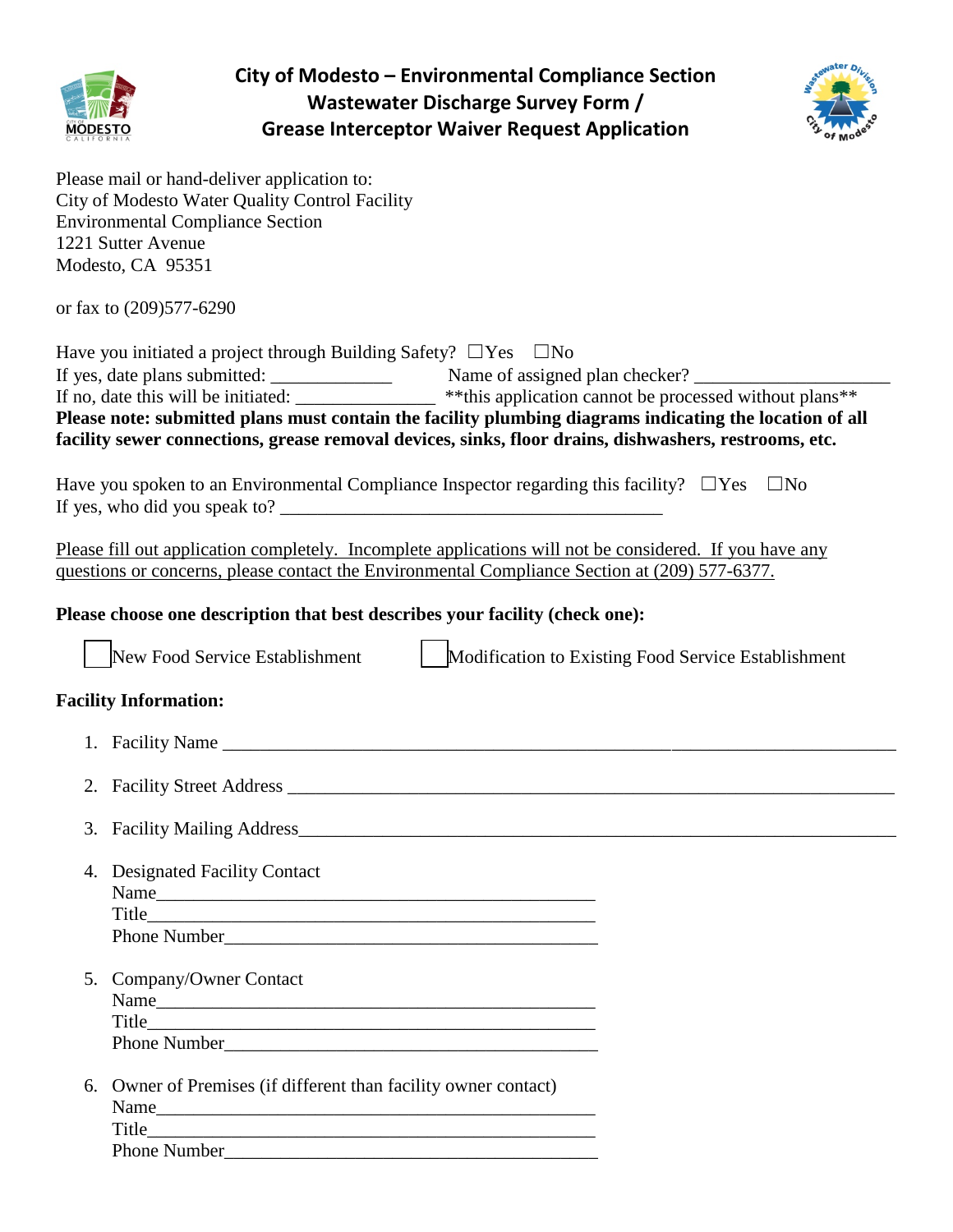# City of Modesto – Environmental Compliance Section
## Wastewater Discharge Survey Form / Grease Interceptor Waiver Request Application

Please mail or hand-deliver application to:
City of Modesto Water Quality Control Facility
Environmental Compliance Section
1221 Sutter Avenue
Modesto, CA 95351

or fax to (209)577-6290

Have you initiated a project through Building Safety? ☐Yes ☐No
If yes, date plans submitted: _____________ Name of assigned plan checker? _____________________
If no, date this will be initiated: _______________ **this application cannot be processed without plans**
**Please note: submitted plans must contain the facility plumbing diagrams indicating the location of all facility sewer connections, grease removal devices, sinks, floor drains, dishwashers, restrooms, etc.**

Have you spoken to an Environmental Compliance Inspector regarding this facility? ☐Yes ☐No
If yes, who did you speak to? __________________________________________

Please fill out application completely. Incomplete applications will not be considered. If you have any questions or concerns, please contact the Environmental Compliance Section at (209) 577-6377.

**Please choose one description that best describes your facility (check one):**

☐ New Food Service Establishment ☐ Modification to Existing Food Service Establishment

**Facility Information:**

1. Facility Name ____________________________________________________________________________
2. Facility Street Address _____________________________________________________________________
3. Facility Mailing Address_____________________________________________________________________
4. Designated Facility Contact
   Name_______________________________________________
   Title_______________________________________________
   Phone Number________________________________________
5. Company/Owner Contact
   Name_______________________________________________
   Title_______________________________________________
   Phone Number________________________________________
6. Owner of Premises (if different than facility owner contact)
   Name_______________________________________________
   Title_______________________________________________
   Phone Number________________________________________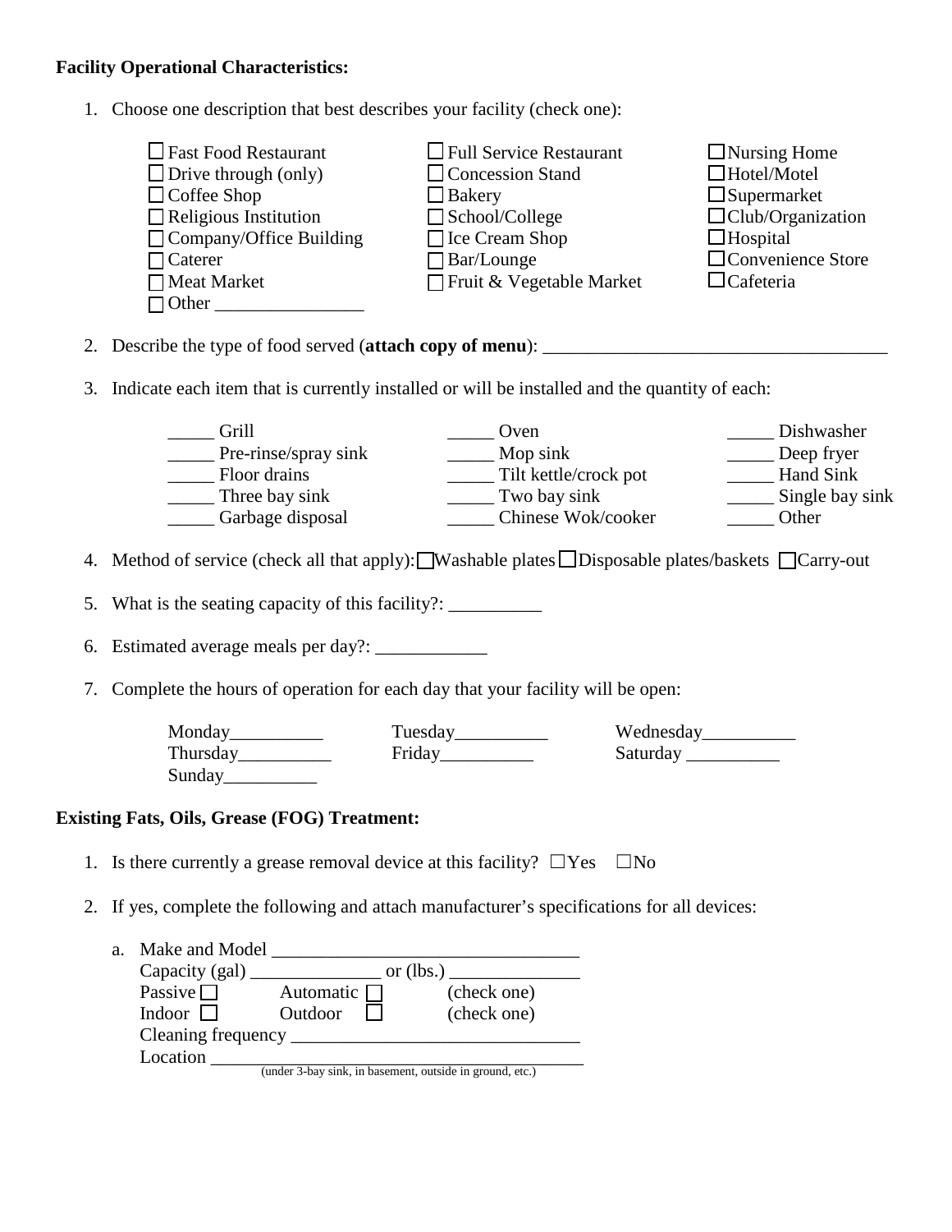**Facility Operational Characteristics:**

1. Choose one description that best describes your facility (check one):

| | | |
|---|---|---|
| ☐ Fast Food Restaurant | ☐ Full Service Restaurant | ☐ Nursing Home |
| ☐ Drive through (only) | ☐ Concession Stand | ☐ Hotel/Motel |
| ☐ Coffee Shop | ☐ Bakery | ☐ Supermarket |
| ☐ Religious Institution | ☐ School/College | ☐ Club/Organization |
| ☐ Company/Office Building | ☐ Ice Cream Shop | ☐ Hospital |
| ☐ Caterer | ☐ Bar/Lounge | ☐ Convenience Store |
| ☐ Meat Market | ☐ Fruit & Vegetable Market | ☐ Cafeteria |
| ☐ Other ________________ | | |

2. Describe the type of food served (**attach copy of menu**): ____________________________________

3. Indicate each item that is currently installed or will be installed and the quantity of each:

| | | |
|---|---|---|
| _____ Grill | _____ Oven | _____ Dishwasher |
| _____ Pre-rinse/spray sink | _____ Mop sink | _____ Deep fryer |
| _____ Floor drains | _____ Tilt kettle/crock pot | _____ Hand Sink |
| _____ Three bay sink | _____ Two bay sink | _____ Single bay sink |
| _____ Garbage disposal | _____ Chinese Wok/cooker | _____ Other |

4. Method of service (check all that apply): ☐ Washable plates ☐ Disposable plates/baskets ☐ Carry-out

5. What is the seating capacity of this facility?: __________

6. Estimated average meals per day?: ____________

7. Complete the hours of operation for each day that your facility will be open:

| | | |
|---|---|---|
| Monday__________ | Tuesday__________ | Wednesday__________ |
| Thursday__________ | Friday__________ | Saturday __________ |
| Sunday__________ | | |

**Existing Fats, Oils, Grease (FOG) Treatment:**

1. Is there currently a grease removal device at this facility? ☐ Yes ☐ No

2. If yes, complete the following and attach manufacturer's specifications for all devices:

   a. Make and Model _________________________________
      Capacity (gal) ______________ or (lbs.) ______________
      Passive ☐ Automatic ☐ (check one)
      Indoor ☐ Outdoor ☐ (check one)
      Cleaning frequency _______________________________
      Location _________________________________________
      (under 3-bay sink, in basement, outside in ground, etc.)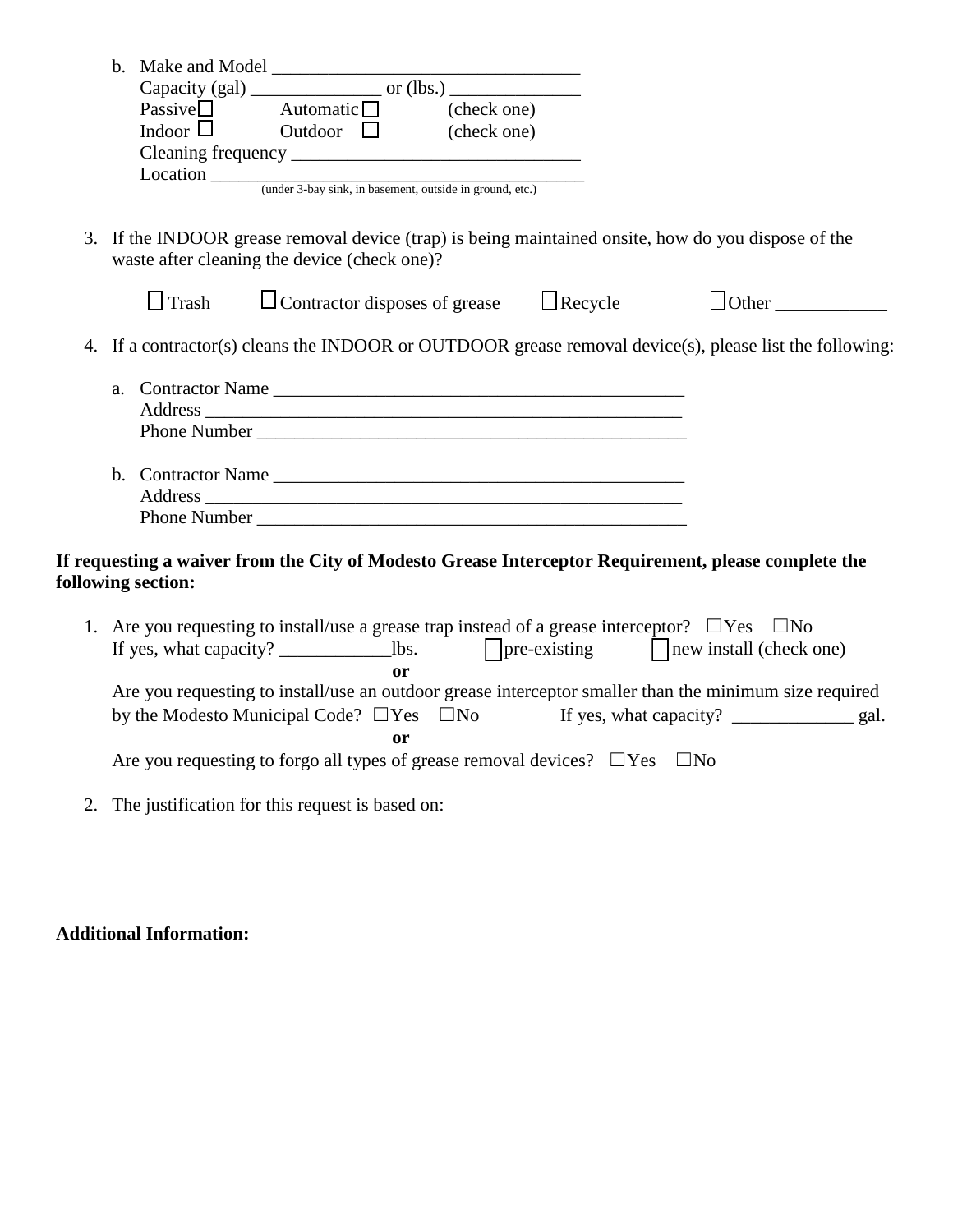b. Make and Model ________________________________
   Capacity (gal) ______________ or (lbs.) ______________
   Passive ☐ Automatic ☐ (check one)
   Indoor ☐ Outdoor ☐ (check one)
   Cleaning frequency ______________________________
   Location __________________________________________
   (under 3-bay sink, in basement, outside in ground, etc.)

3. If the INDOOR grease removal device (trap) is being maintained onsite, how do you dispose of the waste after cleaning the device (check one)?

   ☐ Trash ☐ Contractor disposes of grease ☐ Recycle ☐ Other ____________

4. If a contractor(s) cleans the INDOOR or OUTDOOR grease removal device(s), please list the following:

   a. Contractor Name _____________________________________________
      Address ____________________________________________________
      Phone Number _______________________________________________

   b. Contractor Name _____________________________________________
      Address ____________________________________________________
      Phone Number _______________________________________________

**If requesting a waiver from the City of Modesto Grease Interceptor Requirement, please complete the following section:**

1. Are you requesting to install/use a grease trap instead of a grease interceptor? ☐Yes ☐No
   If yes, what capacity? ____________lbs. ☐ pre-existing ☐ new install (check one)
   **or**
   Are you requesting to install/use an outdoor grease interceptor smaller than the minimum size required by the Modesto Municipal Code? ☐Yes ☐No If yes, what capacity? _____________ gal.
   **or**
   Are you requesting to forgo all types of grease removal devices? ☐Yes ☐No

2. The justification for this request is based on:

**Additional Information:**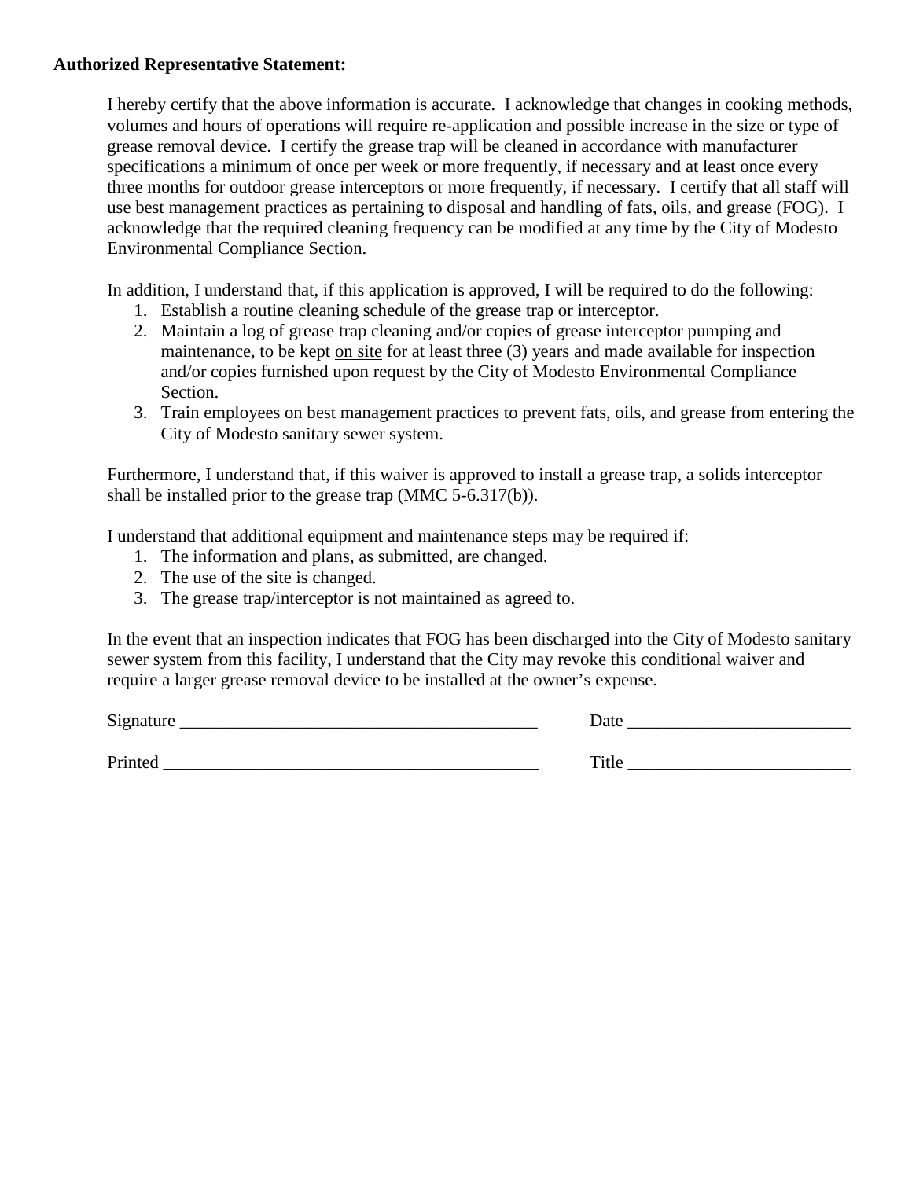**Authorized Representative Statement:**

I hereby certify that the above information is accurate. I acknowledge that changes in cooking methods, volumes and hours of operations will require re-application and possible increase in the size or type of grease removal device. I certify the grease trap will be cleaned in accordance with manufacturer specifications a minimum of once per week or more frequently, if necessary and at least once every three months for outdoor grease interceptors or more frequently, if necessary. I certify that all staff will use best management practices as pertaining to disposal and handling of fats, oils, and grease (FOG). I acknowledge that the required cleaning frequency can be modified at any time by the City of Modesto Environmental Compliance Section.

In addition, I understand that, if this application is approved, I will be required to do the following:

1. Establish a routine cleaning schedule of the grease trap or interceptor.
2. Maintain a log of grease trap cleaning and/or copies of grease interceptor pumping and maintenance, to be kept <u>on site</u> for at least three (3) years and made available for inspection and/or copies furnished upon request by the City of Modesto Environmental Compliance Section.
3. Train employees on best management practices to prevent fats, oils, and grease from entering the City of Modesto sanitary sewer system.

Furthermore, I understand that, if this waiver is approved to install a grease trap, a solids interceptor shall be installed prior to the grease trap (MMC 5-6.317(b)).

I understand that additional equipment and maintenance steps may be required if:

1. The information and plans, as submitted, are changed.
2. The use of the site is changed.
3. The grease trap/interceptor is not maintained as agreed to.

In the event that an inspection indicates that FOG has been discharged into the City of Modesto sanitary sewer system from this facility, I understand that the City may revoke this conditional waiver and require a larger grease removal device to be installed at the owner's expense.

Signature ________________________________________ Date _________________________

Printed __________________________________________ Title _________________________